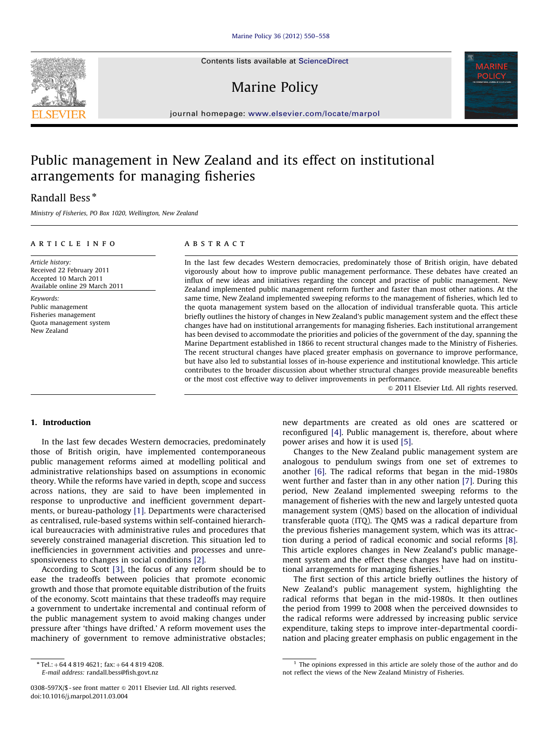# Public management in New Zealand and its effect on institutional arrangements for managing fisheries

Randall Bess *

*Ministry of Fisheries, PO Box 1020, Wellington, New Zealand*

## ARTICLE INFO

*Article history:*
Received 22 February 2011
Accepted 10 March 2011
Available online 29 March 2011

*Keywords:*
Public management
Fisheries management
Quota management system
New Zealand

## ABSTRACT

In the last few decades Western democracies, predominately those of British origin, have debated vigorously about how to improve public management performance. These debates have created an influx of new ideas and initiatives regarding the concept and practise of public management. New Zealand implemented public management reform further and faster than most other nations. At the same time, New Zealand implemented sweeping reforms to the management of fisheries, which led to the quota management system based on the allocation of individual transferable quota. This article briefly outlines the history of changes in New Zealand's public management system and the effect these changes have had on institutional arrangements for managing fisheries. Each institutional arrangement has been devised to accommodate the priorities and policies of the government of the day, spanning the Marine Department established in 1866 to recent structural changes made to the Ministry of Fisheries. The recent structural changes have placed greater emphasis on governance to improve performance, but have also led to substantial losses of in-house experience and institutional knowledge. This article contributes to the broader discussion about whether structural changes provide measureable benefits or the most cost effective way to deliver improvements in performance.

© 2011 Elsevier Ltd. All rights reserved.

## 1. Introduction

In the last few decades Western democracies, predominately those of British origin, have implemented contemporaneous public management reforms aimed at modelling political and administrative relationships based on assumptions in economic theory. While the reforms have varied in depth, scope and success across nations, they are said to have been implemented in response to unproductive and inefficient government departments, or bureau-pathology [1]. Departments were characterised as centralised, rule-based systems within self-contained hierarchical bureaucracies with administrative rules and procedures that severely constrained managerial discretion. This situation led to inefficiencies in government activities and processes and unresponsiveness to changes in social conditions [2].

According to Scott [3], the focus of any reform should be to ease the tradeoffs between policies that promote economic growth and those that promote equitable distribution of the fruits of the economy. Scott maintains that these tradeoffs may require a government to undertake incremental and continual reform of the public management system to avoid making changes under pressure after 'things have drifted.' A reform movement uses the machinery of government to remove administrative obstacles; new departments are created as old ones are scattered or reconfigured [4]. Public management is, therefore, about where power arises and how it is used [5].

Changes to the New Zealand public management system are analogous to pendulum swings from one set of extremes to another [6]. The radical reforms that began in the mid-1980s went further and faster than in any other nation [7]. During this period, New Zealand implemented sweeping reforms to the management of fisheries with the new and largely untested quota management system (QMS) based on the allocation of individual transferable quota (ITQ). The QMS was a radical departure from the previous fisheries management system, which was its attraction during a period of radical economic and social reforms [8]. This article explores changes in New Zealand's public management system and the effect these changes have had on institutional arrangements for managing fisheries.[1]

The first section of this article briefly outlines the history of New Zealand's public management system, highlighting the radical reforms that began in the mid-1980s. It then outlines the period from 1999 to 2008 when the perceived downsides to the radical reforms were addressed by increasing public service expenditure, taking steps to improve inter-departmental coordination and placing greater emphasis on public engagement in the

---

* Tel.: +64 4 819 4621; fax: +64 4 819 4208.
*E-mail address:* randall.bess@fish.govt.nz

[1] The opinions expressed in this article are solely those of the author and do not reflect the views of the New Zealand Ministry of Fisheries.

0308-597X/$ - see front matter © 2011 Elsevier Ltd. All rights reserved.
doi:10.1016/j.marpol.2011.03.004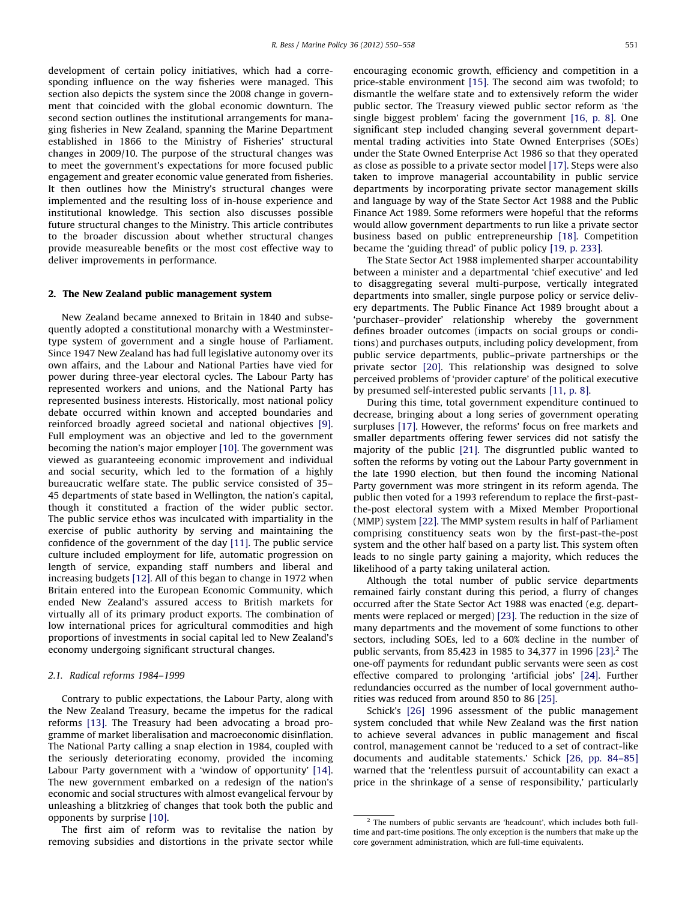development of certain policy initiatives, which had a corresponding influence on the way fisheries were managed. This section also depicts the system since the 2008 change in government that coincided with the global economic downturn. The second section outlines the institutional arrangements for managing fisheries in New Zealand, spanning the Marine Department established in 1866 to the Ministry of Fisheries' structural changes in 2009/10. The purpose of the structural changes was to meet the government's expectations for more focused public engagement and greater economic value generated from fisheries. It then outlines how the Ministry's structural changes were implemented and the resulting loss of in-house experience and institutional knowledge. This section also discusses possible future structural changes to the Ministry. This article contributes to the broader discussion about whether structural changes provide measureable benefits or the most cost effective way to deliver improvements in performance.

## 2. The New Zealand public management system

New Zealand became annexed to Britain in 1840 and subsequently adopted a constitutional monarchy with a Westminster-type system of government and a single house of Parliament. Since 1947 New Zealand has had full legislative autonomy over its own affairs, and the Labour and National Parties have vied for power during three-year electoral cycles. The Labour Party has represented workers and unions, and the National Party has represented business interests. Historically, most national policy debate occurred within known and accepted boundaries and reinforced broadly agreed societal and national objectives [9]. Full employment was an objective and led to the government becoming the nation's major employer [10]. The government was viewed as guaranteeing economic improvement and individual and social security, which led to the formation of a highly bureaucratic welfare state. The public service consisted of 35–45 departments of state based in Wellington, the nation's capital, though it constituted a fraction of the wider public sector. The public service ethos was inculcated with impartiality in the exercise of public authority by serving and maintaining the confidence of the government of the day [11]. The public service culture included employment for life, automatic progression on length of service, expanding staff numbers and liberal and increasing budgets [12]. All of this began to change in 1972 when Britain entered into the European Economic Community, which ended New Zealand's assured access to British markets for virtually all of its primary product exports. The combination of low international prices for agricultural commodities and high proportions of investments in social capital led to New Zealand's economy undergoing significant structural changes.

### 2.1. Radical reforms 1984–1999

Contrary to public expectations, the Labour Party, along with the New Zealand Treasury, became the impetus for the radical reforms [13]. The Treasury had been advocating a broad programme of market liberalisation and macroeconomic disinflation. The National Party calling a snap election in 1984, coupled with the seriously deteriorating economy, provided the incoming Labour Party government with a 'window of opportunity' [14]. The new government embarked on a redesign of the nation's economic and social structures with almost evangelical fervour by unleashing a blitzkrieg of changes that took both the public and opponents by surprise [10].

The first aim of reform was to revitalise the nation by removing subsidies and distortions in the private sector while encouraging economic growth, efficiency and competition in a price-stable environment [15]. The second aim was twofold; to dismantle the welfare state and to extensively reform the wider public sector. The Treasury viewed public sector reform as 'the single biggest problem' facing the government [16, p. 8]. One significant step included changing several government departmental trading activities into State Owned Enterprises (SOEs) under the State Owned Enterprise Act 1986 so that they operated as close as possible to a private sector model [17]. Steps were also taken to improve managerial accountability in public service departments by incorporating private sector management skills and language by way of the State Sector Act 1988 and the Public Finance Act 1989. Some reformers were hopeful that the reforms would allow government departments to run like a private sector business based on public entrepreneurship [18]. Competition became the 'guiding thread' of public policy [19, p. 233].

The State Sector Act 1988 implemented sharper accountability between a minister and a departmental 'chief executive' and led to disaggregating several multi-purpose, vertically integrated departments into smaller, single purpose policy or service delivery departments. The Public Finance Act 1989 brought about a 'purchaser–provider' relationship whereby the government defines broader outcomes (impacts on social groups or conditions) and purchases outputs, including policy development, from public service departments, public–private partnerships or the private sector [20]. This relationship was designed to solve perceived problems of 'provider capture' of the political executive by presumed self-interested public servants [11, p. 8].

During this time, total government expenditure continued to decrease, bringing about a long series of government operating surpluses [17]. However, the reforms' focus on free markets and smaller departments offering fewer services did not satisfy the majority of the public [21]. The disgruntled public wanted to soften the reforms by voting out the Labour Party government in the late 1990 election, but then found the incoming National Party government was more stringent in its reform agenda. The public then voted for a 1993 referendum to replace the first-past-the-post electoral system with a Mixed Member Proportional (MMP) system [22]. The MMP system results in half of Parliament comprising constituency seats won by the first-past-the-post system and the other half based on a party list. This system often leads to no single party gaining a majority, which reduces the likelihood of a party taking unilateral action.

Although the total number of public service departments remained fairly constant during this period, a flurry of changes occurred after the State Sector Act 1988 was enacted (e.g. departments were replaced or merged) [23]. The reduction in the size of many departments and the movement of some functions to other sectors, including SOEs, led to a 60% decline in the number of public servants, from 85,423 in 1985 to 34,377 in 1996 [23].[2] The one-off payments for redundant public servants were seen as cost effective compared to prolonging 'artificial jobs' [24]. Further redundancies occurred as the number of local government authorities was reduced from around 850 to 86 [25].

Schick's [26] 1996 assessment of the public management system concluded that while New Zealand was the first nation to achieve several advances in public management and fiscal control, management cannot be 'reduced to a set of contract-like documents and auditable statements.' Schick [26, pp. 84–85] warned that the 'relentless pursuit of accountability can exact a price in the shrinkage of a sense of responsibility,' particularly

[2] The numbers of public servants are 'headcount', which includes both full-time and part-time positions. The only exception is the numbers that make up the core government administration, which are full-time equivalents.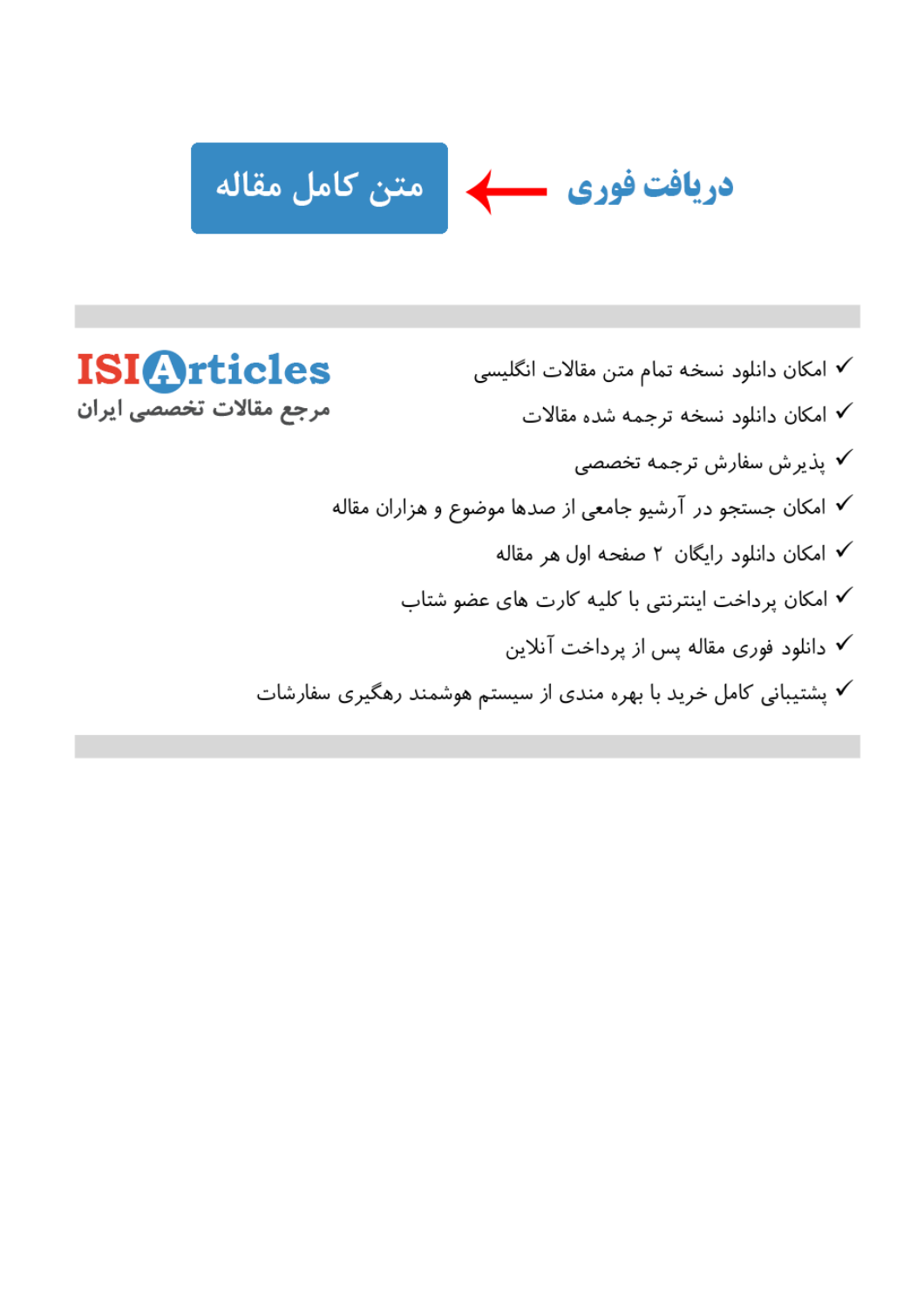دریافت فوری ← **متن کامل مقاله**

**ISIArticles**
مرجع مقالات تخصصی ایران

- ✓ امکان دانلود نسخه تمام متن مقالات انگلیسی
- ✓ امکان دانلود نسخه ترجمه شده مقالات
- ✓ پذیرش سفارش ترجمه تخصصی
- ✓ امکان جستجو در آرشیو جامعی از صدها موضوع و هزاران مقاله
- ✓ امکان دانلود رایگان ۲ صفحه اول هر مقاله
- ✓ امکان پرداخت اینترنتی با کلیه کارت های عضو شتاب
- ✓ دانلود فوری مقاله پس از پرداخت آنلاین
- ✓ پشتیبانی کامل خرید با بهره مندی از سیستم هوشمند رهگیری سفارشات